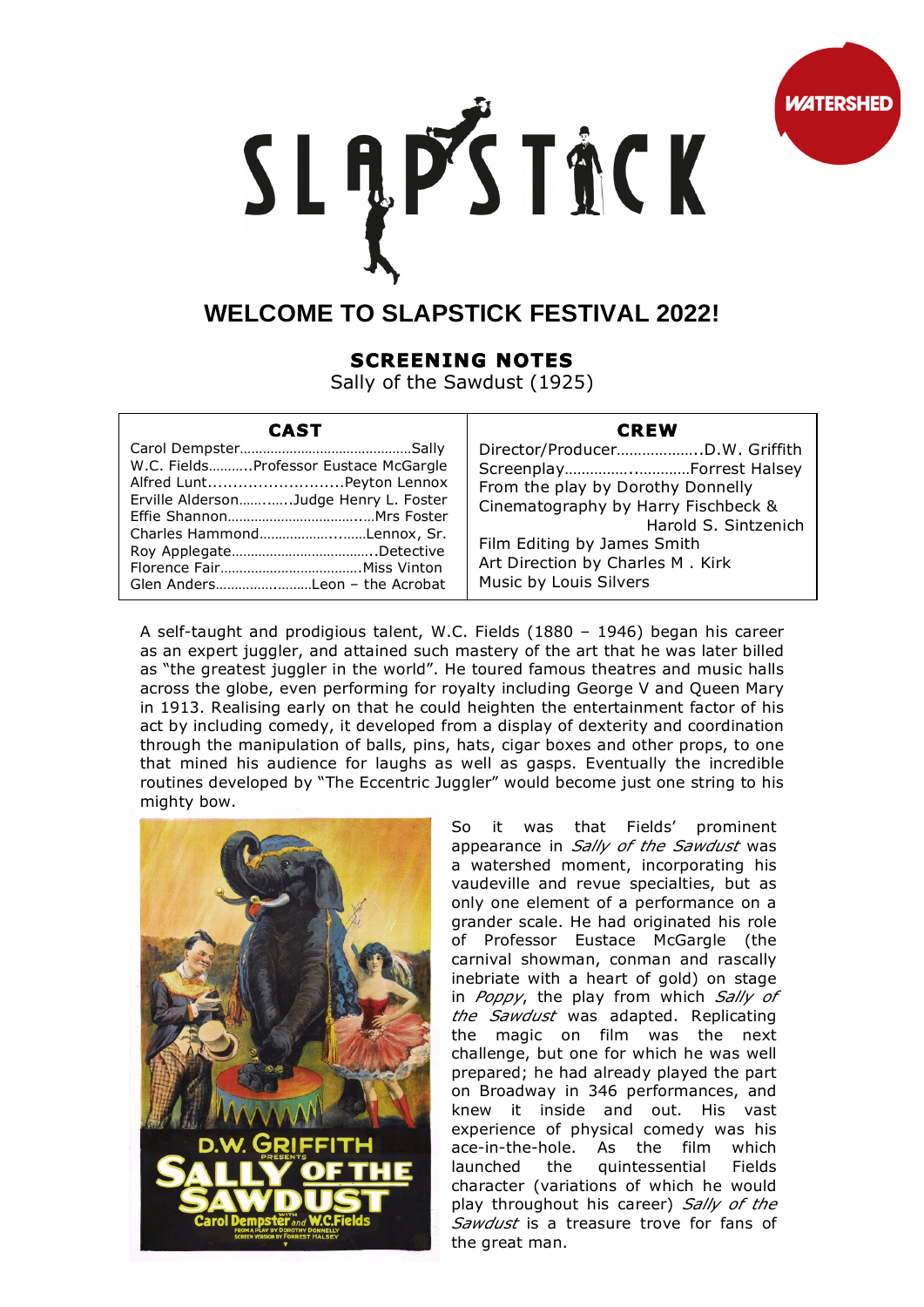# WELCOME TO SLAPSTICK FESTIVAL 2022!

## SCREENING NOTES

Sally of the Sawdust (1925)

| CAST | CREW |
|---|---|
| Carol Dempster……………………………………Sally | Director/Producer………………..D.W. Griffith |
| W.C. Fields………..Professor Eustace McGargle | Screenplay…………….………….Forrest Halsey |
| Alfred Lunt……………………….Peyton Lennox | From the play by Dorothy Donnelly |
| Erville Alderson……..…..Judge Henry L. Foster | Cinematography by Harry Fischbeck & Harold S. Sintzenich |
| Effie Shannon……………………………..…Mrs Foster | Film Editing by James Smith |
| Charles Hammond……………….…..….Lennox, Sr. | Art Direction by Charles M . Kirk |
| Roy Applegate………………………………..Detective | Music by Louis Silvers |
| Florence Fair……………………………….Miss Vinton | |
| Glen Anders…………..……Leon – the Acrobat | |

A self-taught and prodigious talent, W.C. Fields (1880 – 1946) began his career as an expert juggler, and attained such mastery of the art that he was later billed as "the greatest juggler in the world". He toured famous theatres and music halls across the globe, even performing for royalty including George V and Queen Mary in 1913. Realising early on that he could heighten the entertainment factor of his act by including comedy, it developed from a display of dexterity and coordination through the manipulation of balls, pins, hats, cigar boxes and other props, to one that mined his audience for laughs as well as gasps. Eventually the incredible routines developed by "The Eccentric Juggler" would become just one string to his mighty bow.

So it was that Fields' prominent appearance in *Sally of the Sawdust* was a watershed moment, incorporating his vaudeville and revue specialties, but as only one element of a performance on a grander scale. He had originated his role of Professor Eustace McGargle (the carnival showman, conman and rascally inebriate with a heart of gold) on stage in *Poppy*, the play from which *Sally of the Sawdust* was adapted. Replicating the magic on film was the next challenge, but one for which he was well prepared; he had already played the part on Broadway in 346 performances, and knew it inside and out. His vast experience of physical comedy was his ace-in-the-hole. As the film which launched the quintessential Fields character (variations of which he would play throughout his career) *Sally of the Sawdust* is a treasure trove for fans of the great man.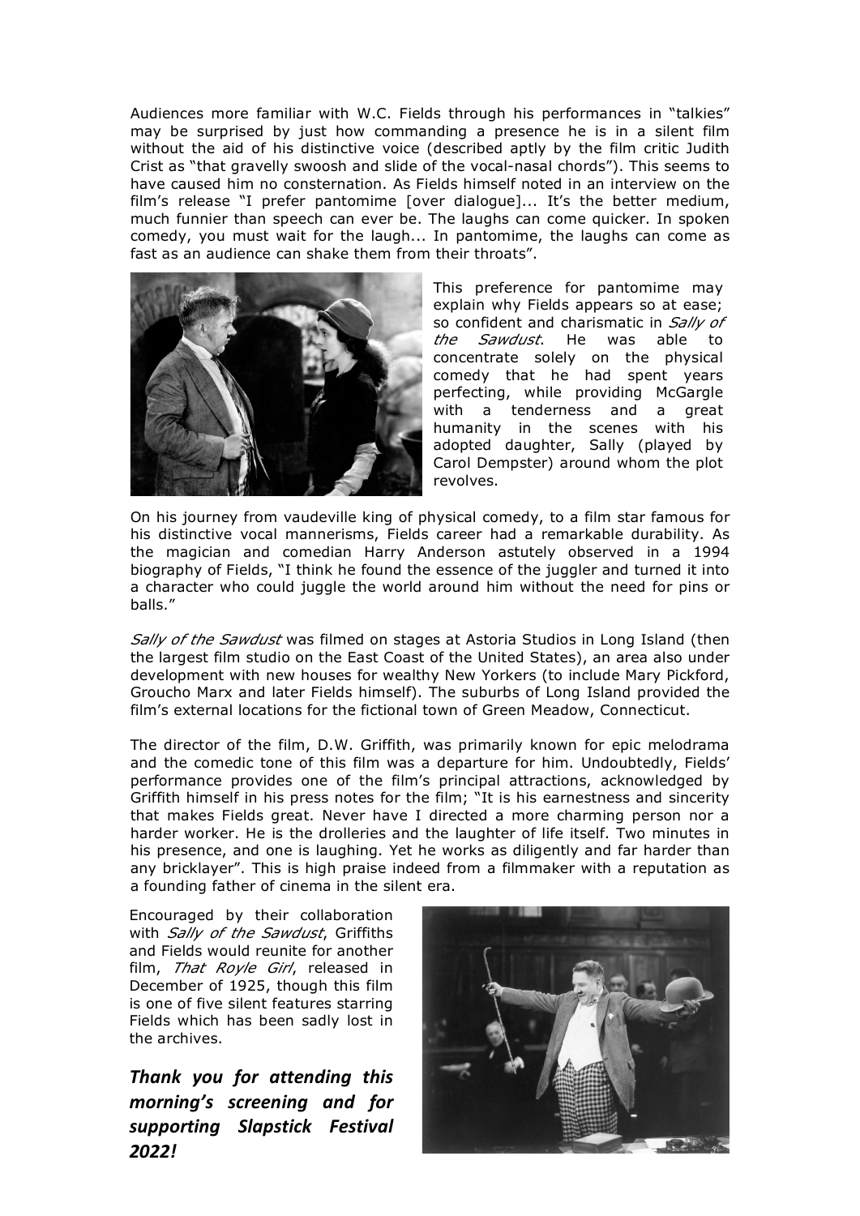Audiences more familiar with W.C. Fields through his performances in "talkies" may be surprised by just how commanding a presence he is in a silent film without the aid of his distinctive voice (described aptly by the film critic Judith Crist as "that gravelly swoosh and slide of the vocal-nasal chords"). This seems to have caused him no consternation. As Fields himself noted in an interview on the film's release "I prefer pantomime [over dialogue]... It's the better medium, much funnier than speech can ever be. The laughs can come quicker. In spoken comedy, you must wait for the laugh... In pantomime, the laughs can come as fast as an audience can shake them from their throats".

This preference for pantomime may explain why Fields appears so at ease; so confident and charismatic in *Sally of the Sawdust*. He was able to concentrate solely on the physical comedy that he had spent years perfecting, while providing McGargle with a tenderness and a great humanity in the scenes with his adopted daughter, Sally (played by Carol Dempster) around whom the plot revolves.

On his journey from vaudeville king of physical comedy, to a film star famous for his distinctive vocal mannerisms, Fields career had a remarkable durability. As the magician and comedian Harry Anderson astutely observed in a 1994 biography of Fields, "I think he found the essence of the juggler and turned it into a character who could juggle the world around him without the need for pins or balls."

*Sally of the Sawdust* was filmed on stages at Astoria Studios in Long Island (then the largest film studio on the East Coast of the United States), an area also under development with new houses for wealthy New Yorkers (to include Mary Pickford, Groucho Marx and later Fields himself). The suburbs of Long Island provided the film's external locations for the fictional town of Green Meadow, Connecticut.

The director of the film, D.W. Griffith, was primarily known for epic melodrama and the comedic tone of this film was a departure for him. Undoubtedly, Fields' performance provides one of the film's principal attractions, acknowledged by Griffith himself in his press notes for the film; "It is his earnestness and sincerity that makes Fields great. Never have I directed a more charming person nor a harder worker. He is the drolleries and the laughter of life itself. Two minutes in his presence, and one is laughing. Yet he works as diligently and far harder than any bricklayer". This is high praise indeed from a filmmaker with a reputation as a founding father of cinema in the silent era.

Encouraged by their collaboration with *Sally of the Sawdust*, Griffiths and Fields would reunite for another film, *That Royle Girl*, released in December of 1925, though this film is one of five silent features starring Fields which has been sadly lost in the archives.

***Thank you for attending this morning's screening and for supporting Slapstick Festival 2022!***